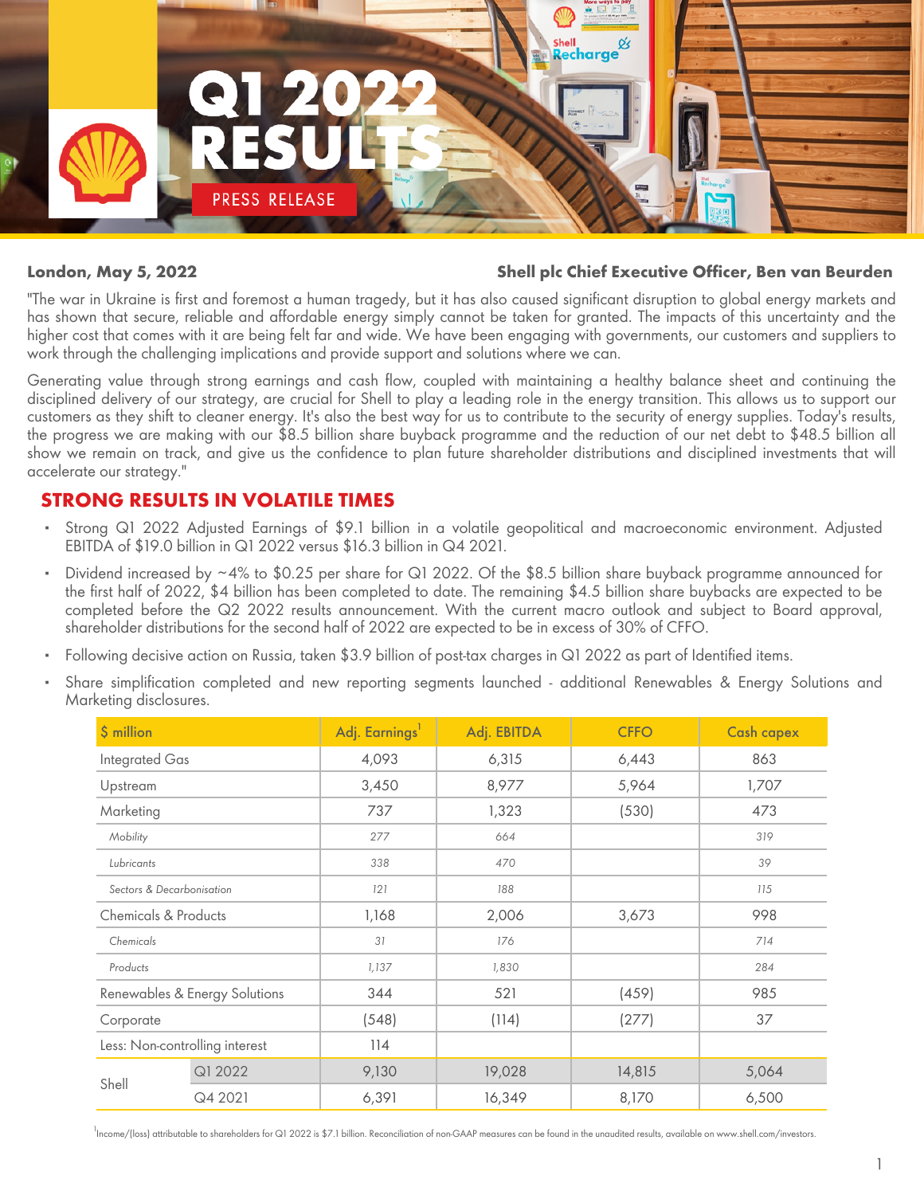# Q1 2022 RESULTS

PRESS RELEASE

**London, May 5, 2022** **Shell plc Chief Executive Officer, Ben van Beurden**

"The war in Ukraine is first and foremost a human tragedy, but it has also caused significant disruption to global energy markets and has shown that secure, reliable and affordable energy simply cannot be taken for granted. The impacts of this uncertainty and the higher cost that comes with it are being felt far and wide. We have been engaging with governments, our customers and suppliers to work through the challenging implications and provide support and solutions where we can.

Generating value through strong earnings and cash flow, coupled with maintaining a healthy balance sheet and continuing the disciplined delivery of our strategy, are crucial for Shell to play a leading role in the energy transition. This allows us to support our customers as they shift to cleaner energy. It's also the best way for us to contribute to the security of energy supplies. Today's results, the progress we are making with our $8.5 billion share buyback programme and the reduction of our net debt to $48.5 billion all show we remain on track, and give us the confidence to plan future shareholder distributions and disciplined investments that will accelerate our strategy."

## STRONG RESULTS IN VOLATILE TIMES

- Strong Q1 2022 Adjusted Earnings of $9.1 billion in a volatile geopolitical and macroeconomic environment. Adjusted EBITDA of $19.0 billion in Q1 2022 versus $16.3 billion in Q4 2021.
- Dividend increased by ~4% to $0.25 per share for Q1 2022. Of the $8.5 billion share buyback programme announced for the first half of 2022, $4 billion has been completed to date. The remaining $4.5 billion share buybacks are expected to be completed before the Q2 2022 results announcement. With the current macro outlook and subject to Board approval, shareholder distributions for the second half of 2022 are expected to be in excess of 30% of CFFO.
- Following decisive action on Russia, taken $3.9 billion of post-tax charges in Q1 2022 as part of Identified items.
- Share simplification completed and new reporting segments launched - additional Renewables & Energy Solutions and Marketing disclosures.

| $ million | | Adj. Earnings[1] | Adj. EBITDA | CFFO | Cash capex |
|---|---|---|---|---|---|
| Integrated Gas | | 4,093 | 6,315 | 6,443 | 863 |
| Upstream | | 3,450 | 8,977 | 5,964 | 1,707 |
| Marketing | | 737 | 1,323 | (530) | 473 |
| *Mobility* | | *277* | *664* | | *319* |
| *Lubricants* | | *338* | *470* | | *39* |
| *Sectors & Decarbonisation* | | *121* | *188* | | *115* |
| Chemicals & Products | | 1,168 | 2,006 | 3,673 | 998 |
| *Chemicals* | | *31* | *176* | | *714* |
| *Products* | | *1,137* | *1,830* | | *284* |
| Renewables & Energy Solutions | | 344 | 521 | (459) | 985 |
| Corporate | | (548) | (114) | (277) | 37 |
| Less: Non-controlling interest | | 114 | | | |
| Shell | Q1 2022 | 9,130 | 19,028 | 14,815 | 5,064 |
| | Q4 2021 | 6,391 | 16,349 | 8,170 | 6,500 |

[1] Income/(loss) attributable to shareholders for Q1 2022 is $7.1 billion. Reconciliation of non-GAAP measures can be found in the unaudited results, available on www.shell.com/investors.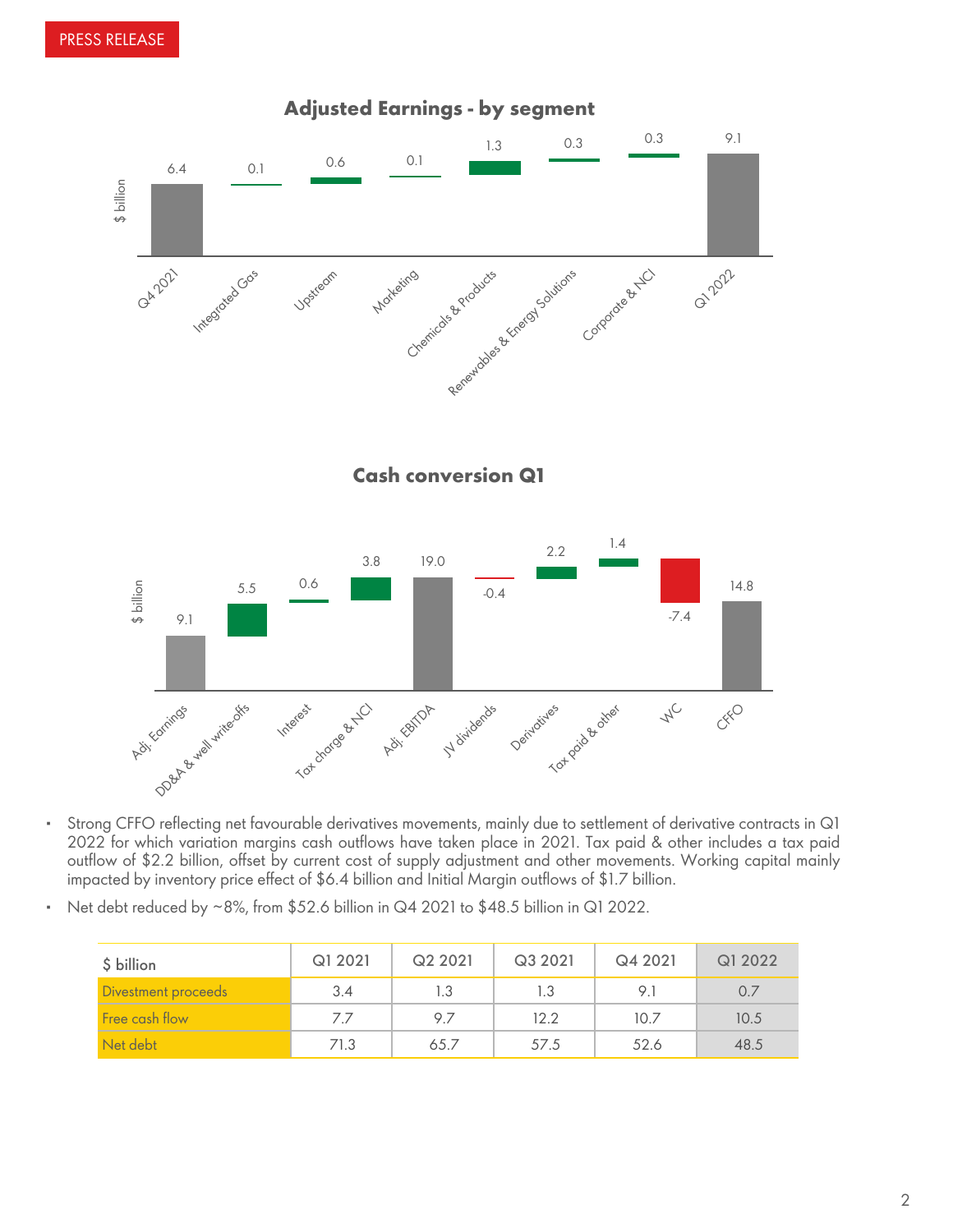PRESS RELEASE

**Adjusted Earnings - by segment**

$ billion

| Q4 2021 | Integrated Gas | Upstream | Marketing | Chemicals & Products | Renewables & Energy Solutions | Corporate & NCI | Q1 2022 |
|---|---|---|---|---|---|---|---|
| 6.4 | 0.1 | 0.6 | 0.1 | 1.3 | 0.3 | 0.3 | 9.1 |

**Cash conversion Q1**

$ billion

| Adj. Earnings | DD&A & well write-offs | Interest | Tax charge & NCI | Adj. EBITDA | JV dividends | Derivatives | Tax paid & other | WC | CFFO |
|---|---|---|---|---|---|---|---|---|---|
| 9.1 | 5.5 | 0.6 | 3.8 | 19.0 | -0.4 | 2.2 | 1.4 | -7.4 | 14.8 |

- Strong CFFO reflecting net favourable derivatives movements, mainly due to settlement of derivative contracts in Q1 2022 for which variation margins cash outflows have taken place in 2021. Tax paid & other includes a tax paid outflow of $2.2 billion, offset by current cost of supply adjustment and other movements. Working capital mainly impacted by inventory price effect of $6.4 billion and Initial Margin outflows of $1.7 billion.
- Net debt reduced by ~8%, from $52.6 billion in Q4 2021 to $48.5 billion in Q1 2022.

| $ billion | Q1 2021 | Q2 2021 | Q3 2021 | Q4 2021 | Q1 2022 |
|---|---|---|---|---|---|
| Divestment proceeds | 3.4 | 1.3 | 1.3 | 9.1 | 0.7 |
| Free cash flow | 7.7 | 9.7 | 12.2 | 10.7 | 10.5 |
| Net debt | 71.3 | 65.7 | 57.5 | 52.6 | 48.5 |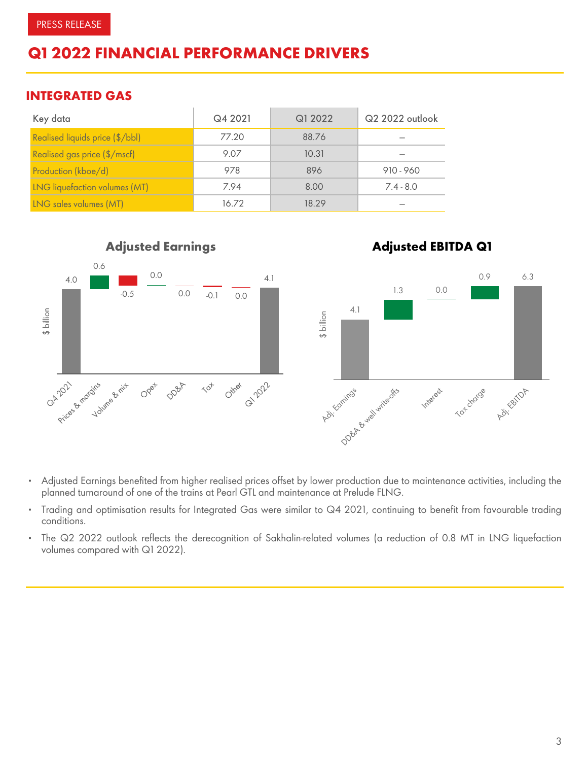PRESS RELEASE

# Q1 2022 FINANCIAL PERFORMANCE DRIVERS

## INTEGRATED GAS

| Key data | Q4 2021 | Q1 2022 | Q2 2022 outlook |
|---|---|---|---|
| Realised liquids price ($/bbl) | 77.20 | 88.76 | – |
| Realised gas price ($/mscf) | 9.07 | 10.31 | – |
| Production (kboe/d) | 978 | 896 | 910 - 960 |
| LNG liquefaction volumes (MT) | 7.94 | 8.00 | 7.4 - 8.0 |
| LNG sales volumes (MT) | 16.72 | 18.29 | – |

**Adjusted Earnings**

| $ billion | Q4 2021 | Prices & margins | Volume & mix | Opex | DD&A | Tax | Other | Q1 2022 |
|---|---|---|---|---|---|---|---|---|
| | 4.0 | 0.6 | -0.5 | 0.0 | 0.0 | -0.1 | 0.0 | 4.1 |

**Adjusted EBITDA Q1**

| $ billion | Adj. Earnings | DD&A & well write-offs | Interest | Tax charge | Adj. EBITDA |
|---|---|---|---|---|---|
| | 4.1 | 1.3 | 0.0 | 0.9 | 6.3 |

- Adjusted Earnings benefited from higher realised prices offset by lower production due to maintenance activities, including the planned turnaround of one of the trains at Pearl GTL and maintenance at Prelude FLNG.
- Trading and optimisation results for Integrated Gas were similar to Q4 2021, continuing to benefit from favourable trading conditions.
- The Q2 2022 outlook reflects the derecognition of Sakhalin-related volumes (a reduction of 0.8 MT in LNG liquefaction volumes compared with Q1 2022).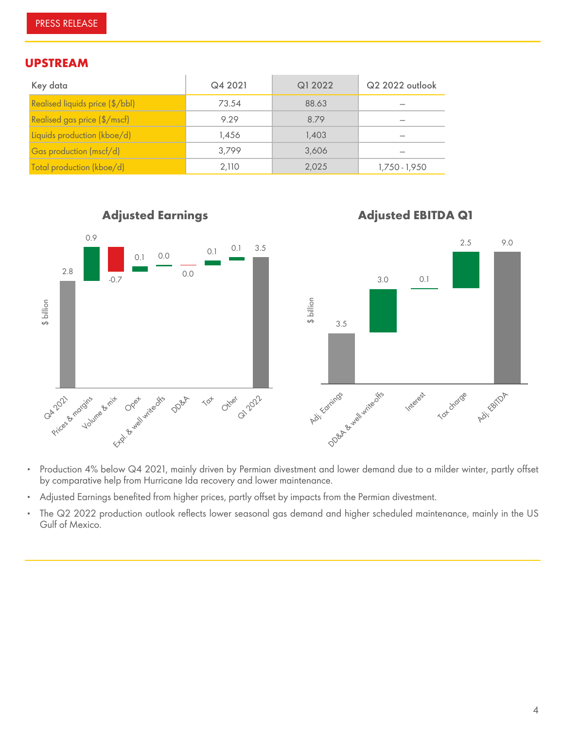## UPSTREAM

| Key data | Q4 2021 | Q1 2022 | Q2 2022 outlook |
|---|---|---|---|
| Realised liquids price ($/bbl) | 73.54 | 88.63 | – |
| Realised gas price ($/mscf) | 9.29 | 8.79 | – |
| Liquids production (kboe/d) | 1,456 | 1,403 | – |
| Gas production (mscf/d) | 3,799 | 3,606 | – |
| Total production (kboe/d) | 2,110 | 2,025 | 1,750 - 1,950 |

**Adjusted Earnings**

| $ billion | Q4 2021 | Prices & margins | Volume & mix | Opex | Expl. & well write-offs | DD&A | Tax | Other | Q1 2022 |
|---|---|---|---|---|---|---|---|---|---|
| | 2.8 | 0.9 | -0.7 | 0.1 | 0.0 | 0.0 | 0.1 | 0.1 | 3.5 |

**Adjusted EBITDA Q1**

| $ billion | Adj. Earnings | DD&A & well write-offs | Interest | Tax charge | Adj. EBITDA |
|---|---|---|---|---|---|
| | 3.5 | 3.0 | 0.1 | 2.5 | 9.0 |

- Production 4% below Q4 2021, mainly driven by Permian divestment and lower demand due to a milder winter, partly offset by comparative help from Hurricane Ida recovery and lower maintenance.
- Adjusted Earnings benefited from higher prices, partly offset by impacts from the Permian divestment.
- The Q2 2022 production outlook reflects lower seasonal gas demand and higher scheduled maintenance, mainly in the US Gulf of Mexico.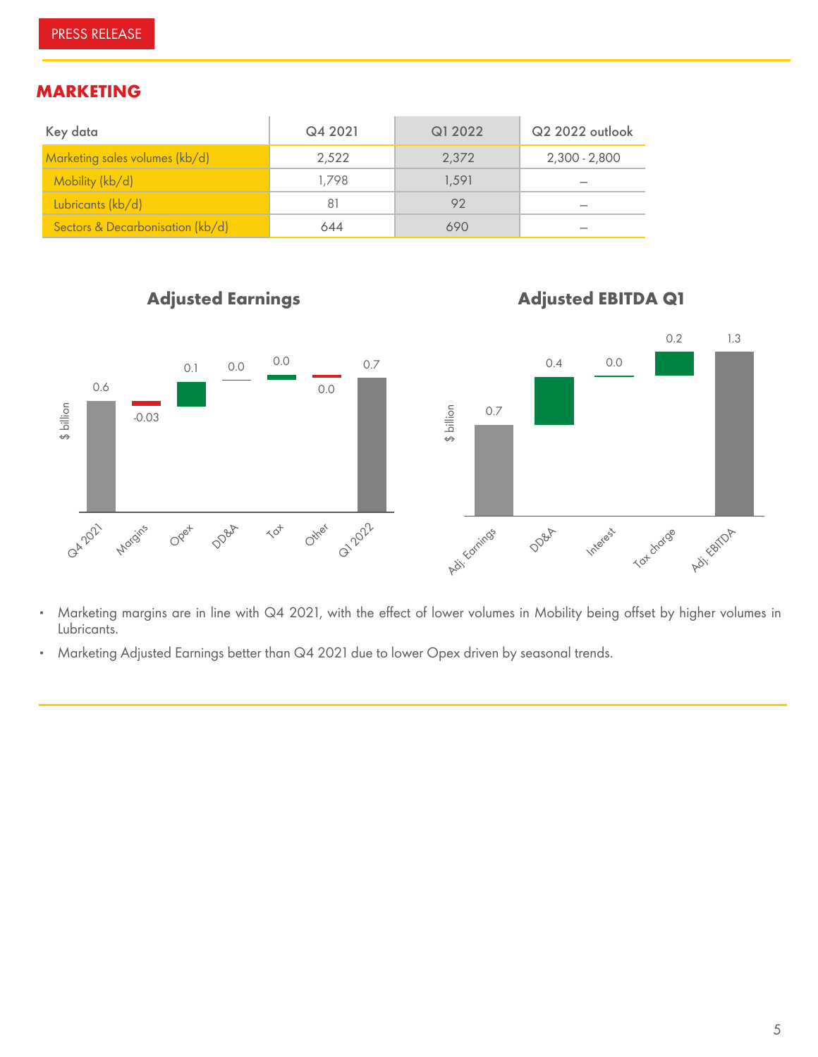## MARKETING

| Key data | Q4 2021 | Q1 2022 | Q2 2022 outlook |
|---|---|---|---|
| Marketing sales volumes (kb/d) | 2,522 | 2,372 | 2,300 - 2,800 |
| Mobility (kb/d) | 1,798 | 1,591 | – |
| Lubricants (kb/d) | 81 | 92 | – |
| Sectors & Decarbonisation (kb/d) | 644 | 690 | – |

**Adjusted Earnings**

$ billion

| Q4 2021 | Margins | Opex | DD&A | Tax | Other | Q1 2022 |
|---|---|---|---|---|---|---|
| 0.6 | -0.03 | 0.1 | 0.0 | 0.0 | 0.0 | 0.7 |

**Adjusted EBITDA Q1**

$ billion

| Adj. Earnings | DD&A | Interest | Tax charge | Adj. EBITDA |
|---|---|---|---|---|
| 0.7 | 0.4 | 0.0 | 0.2 | 1.3 |

- Marketing margins are in line with Q4 2021, with the effect of lower volumes in Mobility being offset by higher volumes in Lubricants.
- Marketing Adjusted Earnings better than Q4 2021 due to lower Opex driven by seasonal trends.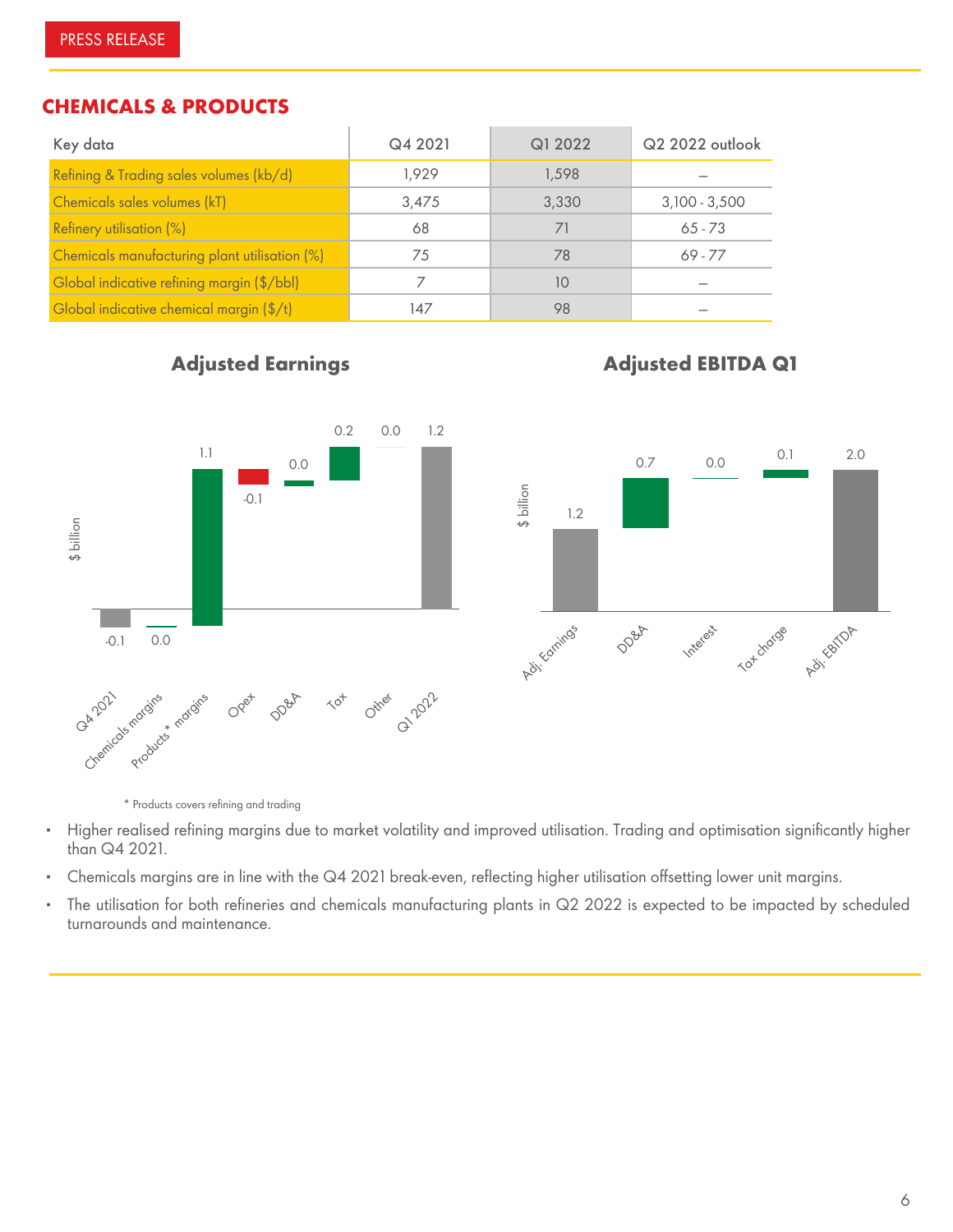## CHEMICALS & PRODUCTS

| Key data | Q4 2021 | Q1 2022 | Q2 2022 outlook |
|---|---|---|---|
| Refining & Trading sales volumes (kb/d) | 1,929 | 1,598 | – |
| Chemicals sales volumes (kT) | 3,475 | 3,330 | 3,100 - 3,500 |
| Refinery utilisation (%) | 68 | 71 | 65 - 73 |
| Chemicals manufacturing plant utilisation (%) | 75 | 78 | 69 - 77 |
| Global indicative refining margin ($/bbl) | 7 | 10 | – |
| Global indicative chemical margin ($/t) | 147 | 98 | – |

### Adjusted Earnings

$ billion

| Q4 2021 | Chemicals margins | Products* margins | Opex | DD&A | Tax | Other | Q1 2022 |
|---|---|---|---|---|---|---|---|
| -0.1 | 0.0 | 1.1 | -0.1 | 0.0 | 0.2 | 0.0 | 1.2 |

\* Products covers refining and trading

### Adjusted EBITDA Q1

$ billion

| Adj. Earnings | DD&A | Interest | Tax charge | Adj. EBITDA |
|---|---|---|---|---|
| 1.2 | 0.7 | 0.0 | 0.1 | 2.0 |

- Higher realised refining margins due to market volatility and improved utilisation. Trading and optimisation significantly higher than Q4 2021.
- Chemicals margins are in line with the Q4 2021 break-even, reflecting higher utilisation offsetting lower unit margins.
- The utilisation for both refineries and chemicals manufacturing plants in Q2 2022 is expected to be impacted by scheduled turnarounds and maintenance.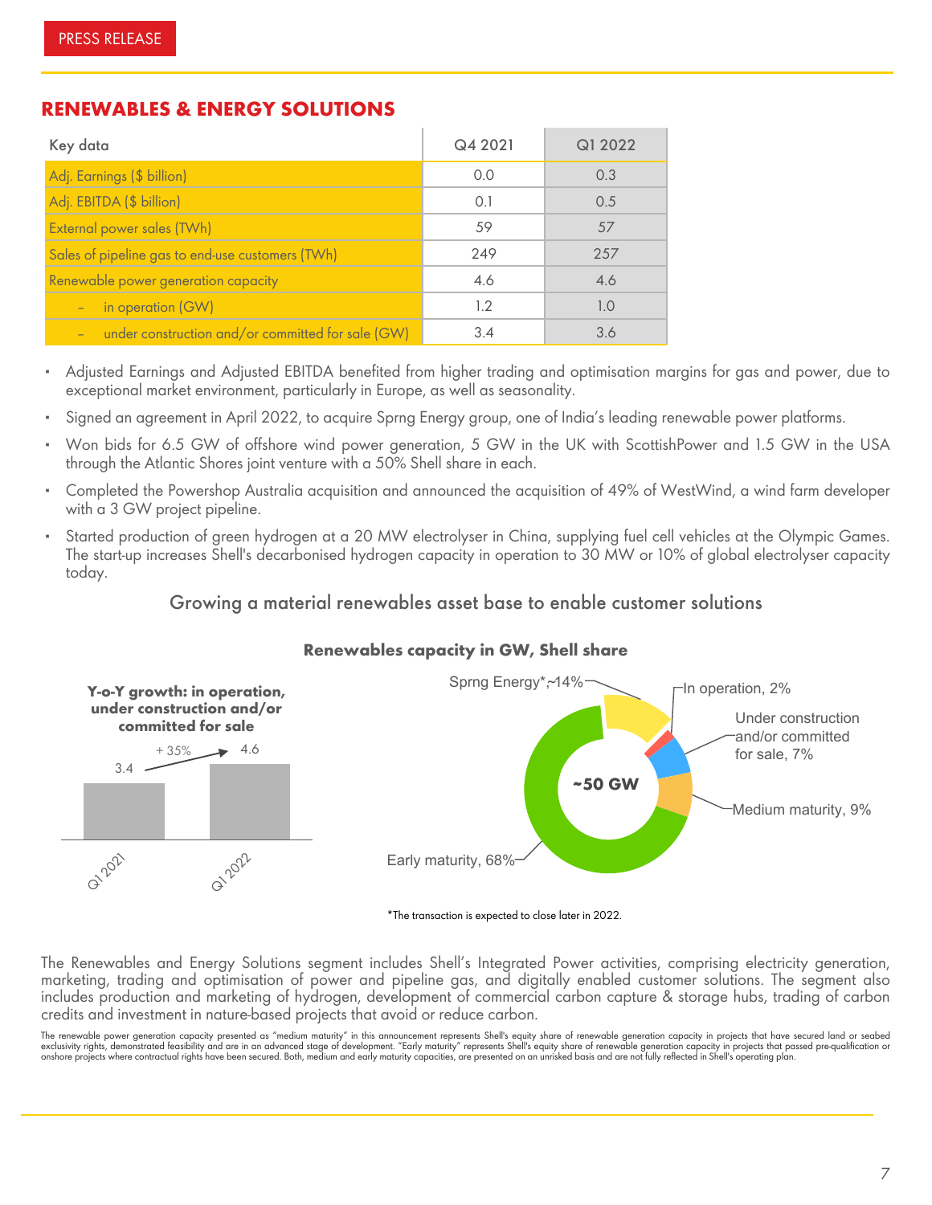## RENEWABLES & ENERGY SOLUTIONS

| Key data | Q4 2021 | Q1 2022 |
|---|---|---|
| Adj. Earnings ($ billion) | 0.0 | 0.3 |
| Adj. EBITDA ($ billion) | 0.1 | 0.5 |
| External power sales (TWh) | 59 | 57 |
| Sales of pipeline gas to end-use customers (TWh) | 249 | 257 |
| Renewable power generation capacity | 4.6 | 4.6 |
| – in operation (GW) | 1.2 | 1.0 |
| – under construction and/or committed for sale (GW) | 3.4 | 3.6 |

- Adjusted Earnings and Adjusted EBITDA benefited from higher trading and optimisation margins for gas and power, due to exceptional market environment, particularly in Europe, as well as seasonality.
- Signed an agreement in April 2022, to acquire Sprng Energy group, one of India's leading renewable power platforms.
- Won bids for 6.5 GW of offshore wind power generation, 5 GW in the UK with ScottishPower and 1.5 GW in the USA through the Atlantic Shores joint venture with a 50% Shell share in each.
- Completed the Powershop Australia acquisition and announced the acquisition of 49% of WestWind, a wind farm developer with a 3 GW project pipeline.
- Started production of green hydrogen at a 20 MW electrolyser in China, supplying fuel cell vehicles at the Olympic Games. The start-up increases Shell's decarbonised hydrogen capacity in operation to 30 MW or 10% of global electrolyser capacity today.

### Growing a material renewables asset base to enable customer solutions

**Renewables capacity in GW, Shell share**

**Y-o-Y growth: in operation, under construction and/or committed for sale**

| Q1 2021 | Q1 2022 |
|---|---|
| 3.4 | 4.6 (+ 35%) |

~50 GW

- Sprng Energy*, ~14%
- In operation, 2%
- Under construction and/or committed for sale, 7%
- Medium maturity, 9%
- Early maturity, 68%

*The transaction is expected to close later in 2022.

The Renewables and Energy Solutions segment includes Shell's Integrated Power activities, comprising electricity generation, marketing, trading and optimisation of power and pipeline gas, and digitally enabled customer solutions. The segment also includes production and marketing of hydrogen, development of commercial carbon capture & storage hubs, trading of carbon credits and investment in nature-based projects that avoid or reduce carbon.

The renewable power generation capacity presented as "medium maturity" in this announcement represents Shell's equity share of renewable generation capacity in projects that have secured land or seabed exclusivity rights, demonstrated feasibility and are in an advanced stage of development. "Early maturity" represents Shell's equity share of renewable generation capacity in projects that passed pre-qualification or onshore projects where contractual rights have been secured. Both, medium and early maturity capacities, are presented on an unrisked basis and are not fully reflected in Shell's operating plan.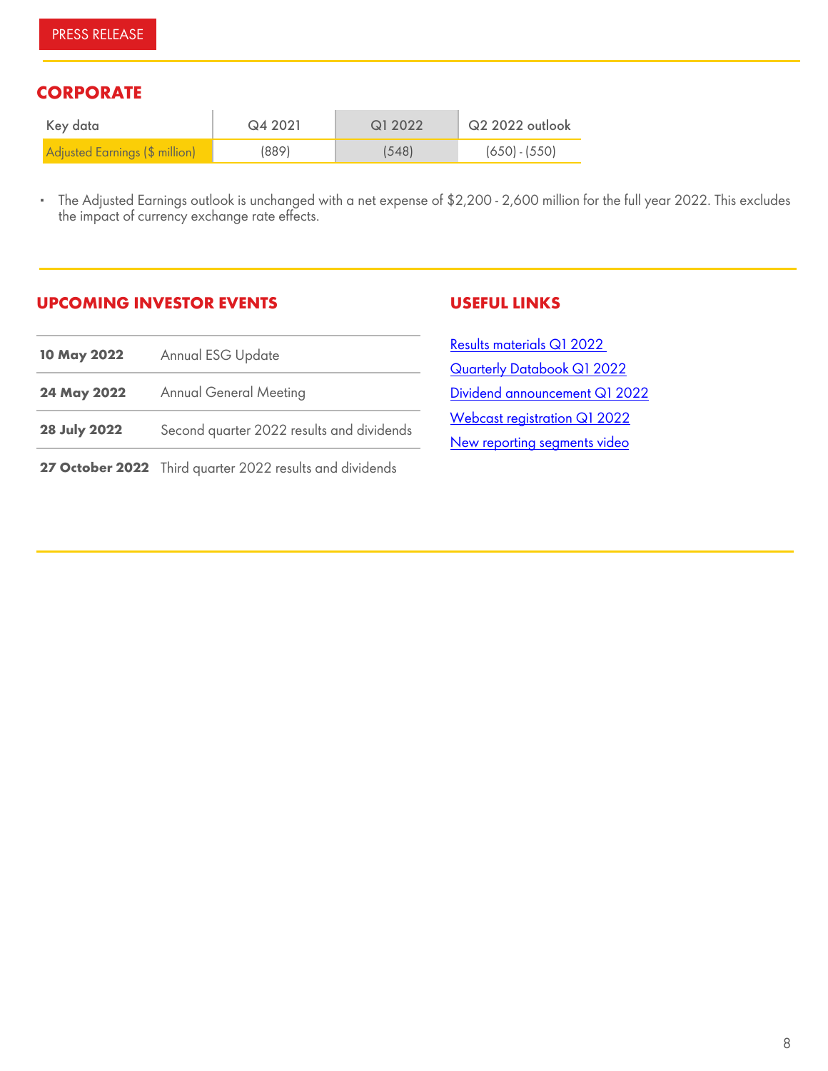## CORPORATE

| Key data | Q4 2021 | Q1 2022 | Q2 2022 outlook |
|---|---|---|---|
| Adjusted Earnings ($ million) | (889) | (548) | (650) - (550) |

- The Adjusted Earnings outlook is unchanged with a net expense of $2,200 - 2,600 million for the full year 2022. This excludes the impact of currency exchange rate effects.

## UPCOMING INVESTOR EVENTS

| | |
|---|---|
| **10 May 2022** | Annual ESG Update |
| **24 May 2022** | Annual General Meeting |
| **28 July 2022** | Second quarter 2022 results and dividends |
| **27 October 2022** | Third quarter 2022 results and dividends |

## USEFUL LINKS

Results materials Q1 2022

Quarterly Databook Q1 2022

Dividend announcement Q1 2022

Webcast registration Q1 2022

New reporting segments video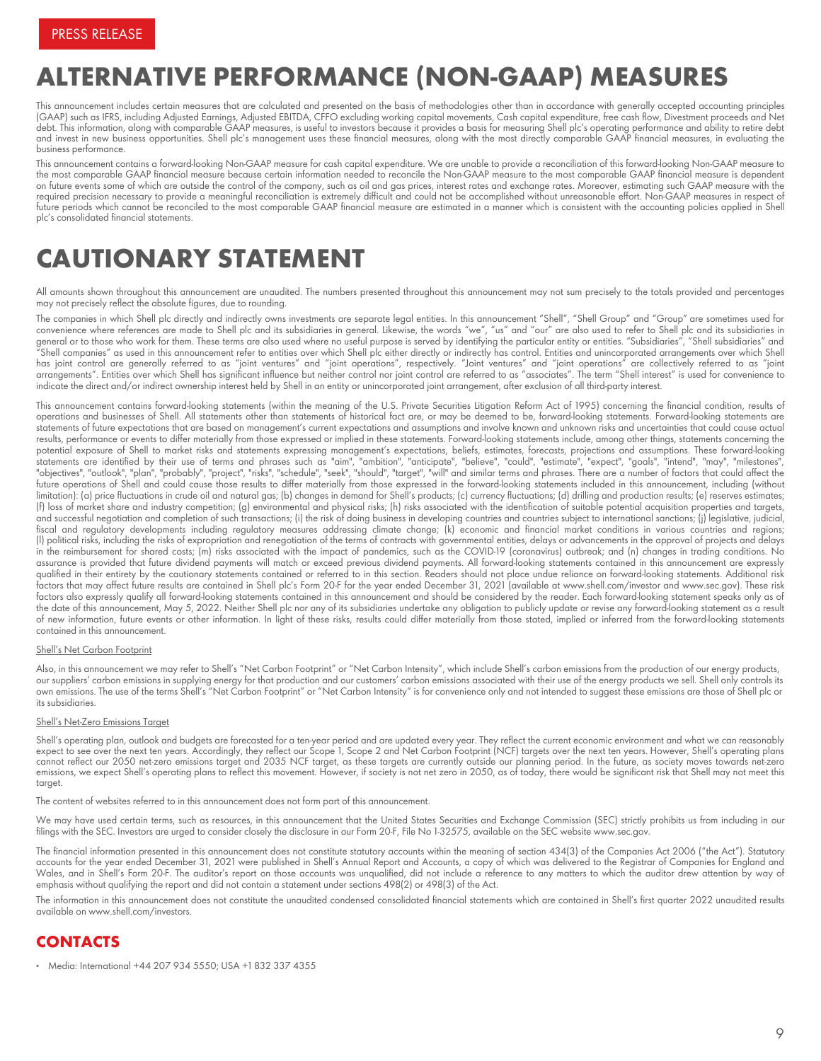PRESS RELEASE

# ALTERNATIVE PERFORMANCE (NON-GAAP) MEASURES

This announcement includes certain measures that are calculated and presented on the basis of methodologies other than in accordance with generally accepted accounting principles (GAAP) such as IFRS, including Adjusted Earnings, Adjusted EBITDA, CFFO excluding working capital movements, Cash capital expenditure, free cash flow, Divestment proceeds and Net debt. This information, along with comparable GAAP measures, is useful to investors because it provides a basis for measuring Shell plc's operating performance and ability to retire debt and invest in new business opportunities. Shell plc's management uses these financial measures, along with the most directly comparable GAAP financial measures, in evaluating the business performance.

This announcement contains a forward-looking Non-GAAP measure for cash capital expenditure. We are unable to provide a reconciliation of this forward-looking Non-GAAP measure to the most comparable GAAP financial measure because certain information needed to reconcile the Non-GAAP measure to the most comparable GAAP financial measure is dependent on future events some of which are outside the control of the company, such as oil and gas prices, interest rates and exchange rates. Moreover, estimating such GAAP measure with the required precision necessary to provide a meaningful reconciliation is extremely difficult and could not be accomplished without unreasonable effort. Non-GAAP measures in respect of future periods which cannot be reconciled to the most comparable GAAP financial measure are estimated in a manner which is consistent with the accounting policies applied in Shell plc's consolidated financial statements.

# CAUTIONARY STATEMENT

All amounts shown throughout this announcement are unaudited. The numbers presented throughout this announcement may not sum precisely to the totals provided and percentages may not precisely reflect the absolute figures, due to rounding.

The companies in which Shell plc directly and indirectly owns investments are separate legal entities. In this announcement "Shell", "Shell Group" and "Group" are sometimes used for convenience where references are made to Shell plc and its subsidiaries in general. Likewise, the words "we", "us" and "our" are also used to refer to Shell plc and its subsidiaries in general or to those who work for them. These terms are also used where no useful purpose is served by identifying the particular entity or entities. "Subsidiaries", "Shell subsidiaries" and "Shell companies" as used in this announcement refer to entities over which Shell plc either directly or indirectly has control. Entities and unincorporated arrangements over which Shell has joint control are generally referred to as "joint ventures" and "joint operations", respectively. "Joint ventures" and "joint operations" are collectively referred to as "joint arrangements". Entities over which Shell has significant influence but neither control nor joint control are referred to as "associates". The term "Shell interest" is used for convenience to indicate the direct and/or indirect ownership interest held by Shell in an entity or unincorporated joint arrangement, after exclusion of all third-party interest.

This announcement contains forward-looking statements (within the meaning of the U.S. Private Securities Litigation Reform Act of 1995) concerning the financial condition, results of operations and businesses of Shell. All statements other than statements of historical fact are, or may be deemed to be, forward-looking statements. Forward-looking statements are statements of future expectations that are based on management's current expectations and assumptions and involve known and unknown risks and uncertainties that could cause actual results, performance or events to differ materially from those expressed or implied in these statements. Forward-looking statements include, among other things, statements concerning the potential exposure of Shell to market risks and statements expressing management's expectations, beliefs, estimates, forecasts, projections and assumptions. These forward-looking statements are identified by their use of terms and phrases such as "aim", "ambition", "anticipate", "believe", "could", "estimate", "expect", "goals", "intend", "may", "milestones", "objectives", "outlook", "plan", "probably", "project", "risks", "schedule", "seek", "should", "target", "will" and similar terms and phrases. There are a number of factors that could affect the future operations of Shell and could cause those results to differ materially from those expressed in the forward-looking statements included in this announcement, including (without limitation): (a) price fluctuations in crude oil and natural gas; (b) changes in demand for Shell's products; (c) currency fluctuations; (d) drilling and production results; (e) reserves estimates; (f) loss of market share and industry competition; (g) environmental and physical risks; (h) risks associated with the identification of suitable potential acquisition properties and targets, and successful negotiation and completion of such transactions; (i) the risk of doing business in developing countries and countries subject to international sanctions; (j) legislative, judicial, fiscal and regulatory developments including regulatory measures addressing climate change; (k) economic and financial market conditions in various countries and regions; (l) political risks, including the risks of expropriation and renegotiation of the terms of contracts with governmental entities, delays or advancements in the approval of projects and delays in the reimbursement for shared costs; (m) risks associated with the impact of pandemics, such as the COVID-19 (coronavirus) outbreak; and (n) changes in trading conditions. No assurance is provided that future dividend payments will match or exceed previous dividend payments. All forward-looking statements contained in this announcement are expressly qualified in their entirety by the cautionary statements contained or referred to in this section. Readers should not place undue reliance on forward-looking statements. Additional risk factors that may affect future results are contained in Shell plc's Form 20-F for the year ended December 31, 2021 (available at www.shell.com/investor and www.sec.gov). These risk factors also expressly qualify all forward-looking statements contained in this announcement and should be considered by the reader. Each forward-looking statement speaks only as of the date of this announcement, May 5, 2022. Neither Shell plc nor any of its subsidiaries undertake any obligation to publicly update or revise any forward-looking statement as a result of new information, future events or other information. In light of these risks, results could differ materially from those stated, implied or inferred from the forward-looking statements contained in this announcement.

Shell's Net Carbon Footprint

Also, in this announcement we may refer to Shell's "Net Carbon Footprint" or "Net Carbon Intensity", which include Shell's carbon emissions from the production of our energy products, our suppliers' carbon emissions in supplying energy for that production and our customers' carbon emissions associated with their use of the energy products we sell. Shell only controls its own emissions. The use of the terms Shell's "Net Carbon Footprint" or "Net Carbon Intensity" is for convenience only and not intended to suggest these emissions are those of Shell plc or its subsidiaries.

Shell's Net-Zero Emissions Target

Shell's operating plan, outlook and budgets are forecasted for a ten-year period and are updated every year. They reflect the current economic environment and what we can reasonably expect to see over the next ten years. Accordingly, they reflect our Scope 1, Scope 2 and Net Carbon Footprint (NCF) targets over the next ten years. However, Shell's operating plans cannot reflect our 2050 net-zero emissions target and 2035 NCF target, as these targets are currently outside our planning period. In the future, as society moves towards net-zero emissions, we expect Shell's operating plans to reflect this movement. However, if society is not net zero in 2050, as of today, there would be significant risk that Shell may not meet this target.

The content of websites referred to in this announcement does not form part of this announcement.

We may have used certain terms, such as resources, in this announcement that the United States Securities and Exchange Commission (SEC) strictly prohibits us from including in our filings with the SEC. Investors are urged to consider closely the disclosure in our Form 20-F, File No 1-32575, available on the SEC website www.sec.gov.

The financial information presented in this announcement does not constitute statutory accounts within the meaning of section 434(3) of the Companies Act 2006 ("the Act"). Statutory accounts for the year ended December 31, 2021 were published in Shell's Annual Report and Accounts, a copy of which was delivered to the Registrar of Companies for England and Wales, and in Shell's Form 20-F. The auditor's report on those accounts was unqualified, did not include a reference to any matters to which the auditor drew attention by way of emphasis without qualifying the report and did not contain a statement under sections 498(2) or 498(3) of the Act.

The information in this announcement does not constitute the unaudited condensed consolidated financial statements which are contained in Shell's first quarter 2022 unaudited results available on www.shell.com/investors.

## CONTACTS

- Media: International +44 207 934 5550; USA +1 832 337 4355